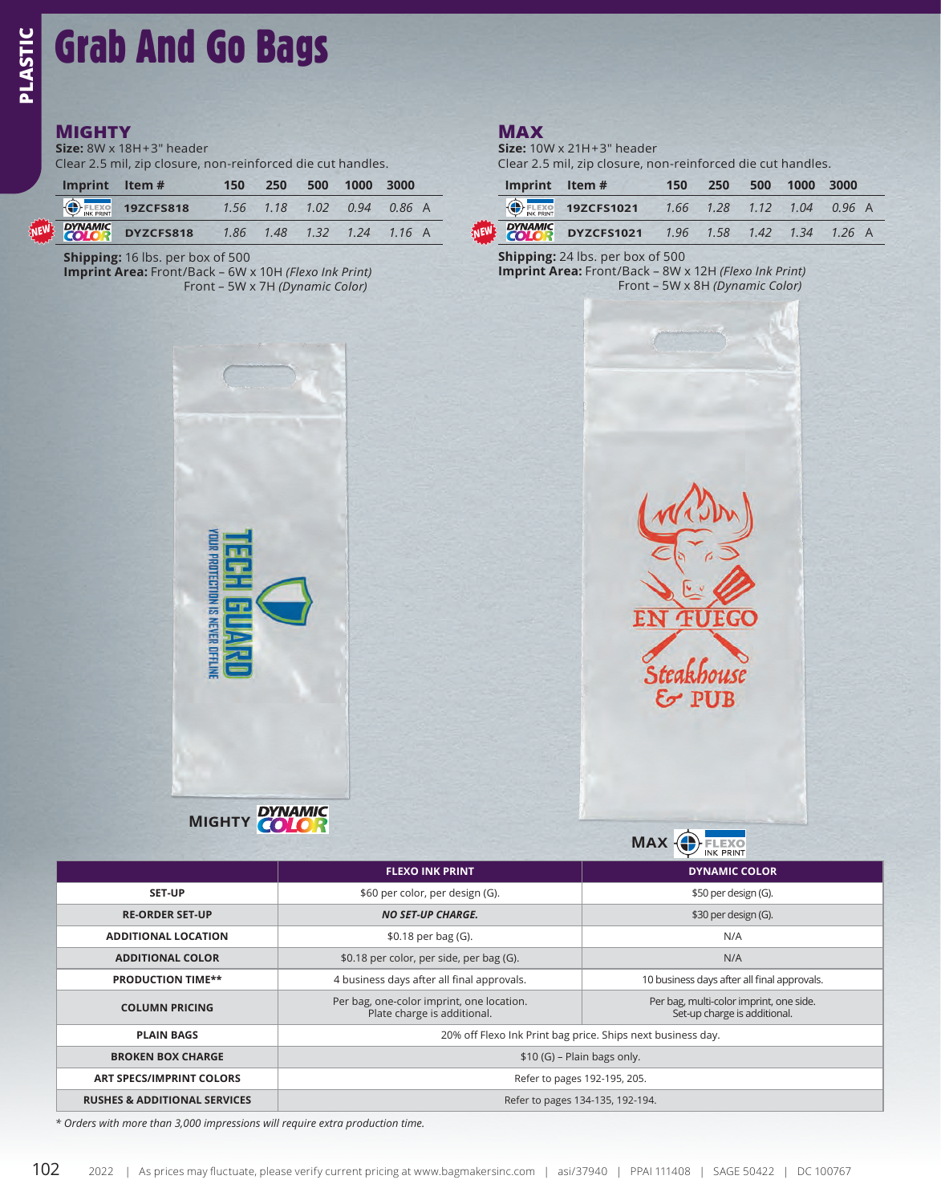# Grab And Go Bags

## MIGHTY

**Size:** 8W x 18H+3" header
Clear 2.5 mil, zip closure, non-reinforced die cut handles.

| Imprint | Item # | 150 | 250 | 500 | 1000 | 3000 | |
|---|---|---|---|---|---|---|---|
| FLEXO INK PRINT | 19ZCFS818 | *1.56* | *1.18* | *1.02* | *0.94* | *0.86* | A |
| NEW DYNAMIC COLOR | DYZCFS818 | *1.86* | *1.48* | *1.32* | *1.24* | *1.16* | A |

**Shipping:** 16 lbs. per box of 500
**Imprint Area:** Front/Back – 6W x 10H *(Flexo Ink Print)*
Front – 5W x 7H *(Dynamic Color)*

## MAX

**Size:** 10W x 21H+3" header
Clear 2.5 mil, zip closure, non-reinforced die cut handles.

| Imprint | Item # | 150 | 250 | 500 | 1000 | 3000 | |
|---|---|---|---|---|---|---|---|
| FLEXO INK PRINT | 19ZCFS1021 | *1.66* | *1.28* | *1.12* | *1.04* | *0.96* | A |
| NEW DYNAMIC COLOR | DYZCFS1021 | *1.96* | *1.58* | *1.42* | *1.34* | *1.26* | A |

**Shipping:** 24 lbs. per box of 500
**Imprint Area:** Front/Back – 8W x 12H *(Flexo Ink Print)*
Front – 5W x 8H *(Dynamic Color)*

MIGHTY DYNAMIC COLOR

MAX FLEXO INK PRINT

| | FLEXO INK PRINT | DYNAMIC COLOR |
|---|---|---|
| SET-UP | $60 per color, per design (G). | $50 per design (G). |
| RE-ORDER SET-UP | ***NO SET-UP CHARGE.*** | $30 per design (G). |
| ADDITIONAL LOCATION | $0.18 per bag (G). | N/A |
| ADDITIONAL COLOR | $0.18 per color, per side, per bag (G). | N/A |
| PRODUCTION TIME** | 4 business days after all final approvals. | 10 business days after all final approvals. |
| COLUMN PRICING | Per bag, one-color imprint, one location. Plate charge is additional. | Per bag, multi-color imprint, one side. Set-up charge is additional. |
| PLAIN BAGS | 20% off Flexo Ink Print bag price. Ships next business day. | |
| BROKEN BOX CHARGE | $10 (G) – Plain bags only. | |
| ART SPECS/IMPRINT COLORS | Refer to pages 192-195, 205. | |
| RUSHES & ADDITIONAL SERVICES | Refer to pages 134-135, 192-194. | |

*\* Orders with more than 3,000 impressions will require extra production time.*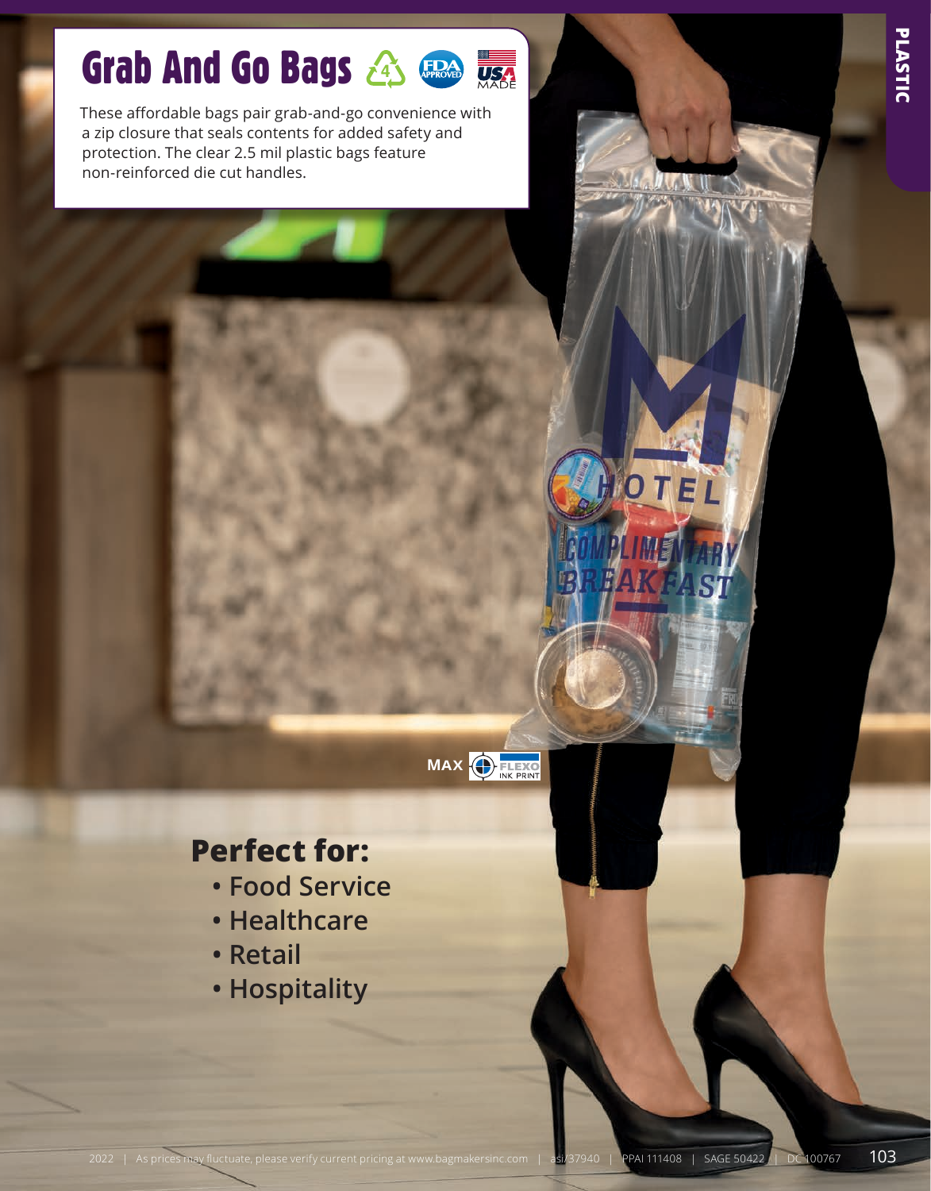# Grab And Go Bags

These affordable bags pair grab-and-go convenience with a zip closure that seals contents for added safety and protection. The clear 2.5 mil plastic bags feature non-reinforced die cut handles.

MAX FLEXO INK PRINT

**Perfect for:**

- **Food Service**
- **Healthcare**
- **Retail**
- **Hospitality**